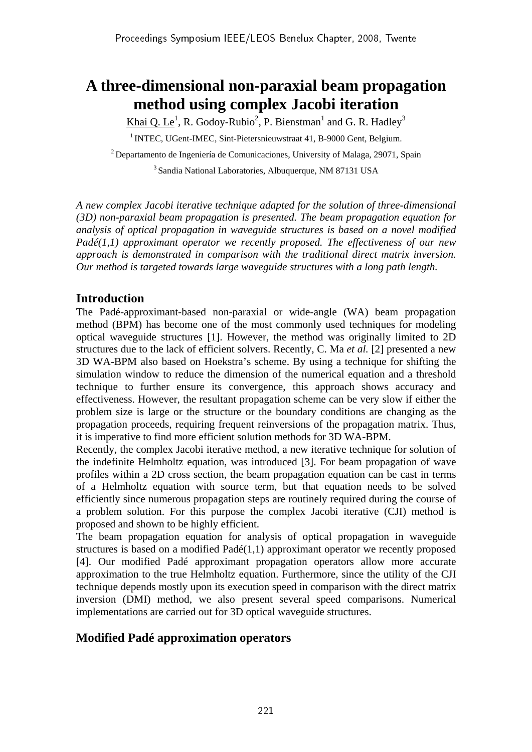# A three-dimensional non-paraxial beam propagation method using complex Jacobi iteration

Khai Q. Le[1], R. Godoy-Rubio[2], P. Bienstman[1] and G. R. Hadley[3]

[1] INTEC, UGent-IMEC, Sint-Pietersnieuwstraat 41, B-9000 Gent, Belgium.

[2] Departamento de Ingeniería de Comunicaciones, University of Malaga, 29071, Spain

[3] Sandia National Laboratories, Albuquerque, NM 87131 USA

*A new complex Jacobi iterative technique adapted for the solution of three-dimensional (3D) non-paraxial beam propagation is presented. The beam propagation equation for analysis of optical propagation in waveguide structures is based on a novel modified Padé(1,1) approximant operator we recently proposed. The effectiveness of our new approach is demonstrated in comparison with the traditional direct matrix inversion. Our method is targeted towards large waveguide structures with a long path length.*

## Introduction

The Padé-approximant-based non-paraxial or wide-angle (WA) beam propagation method (BPM) has become one of the most commonly used techniques for modeling optical waveguide structures [1]. However, the method was originally limited to 2D structures due to the lack of efficient solvers. Recently, C. Ma *et al.* [2] presented a new 3D WA-BPM also based on Hoekstra's scheme. By using a technique for shifting the simulation window to reduce the dimension of the numerical equation and a threshold technique to further ensure its convergence, this approach shows accuracy and effectiveness. However, the resultant propagation scheme can be very slow if either the problem size is large or the structure or the boundary conditions are changing as the propagation proceeds, requiring frequent reinversions of the propagation matrix. Thus, it is imperative to find more efficient solution methods for 3D WA-BPM.

Recently, the complex Jacobi iterative method, a new iterative technique for solution of the indefinite Helmholtz equation, was introduced [3]. For beam propagation of wave profiles within a 2D cross section, the beam propagation equation can be cast in terms of a Helmholtz equation with source term, but that equation needs to be solved efficiently since numerous propagation steps are routinely required during the course of a problem solution. For this purpose the complex Jacobi iterative (CJI) method is proposed and shown to be highly efficient.

The beam propagation equation for analysis of optical propagation in waveguide structures is based on a modified Padé(1,1) approximant operator we recently proposed [4]. Our modified Padé approximant propagation operators allow more accurate approximation to the true Helmholtz equation. Furthermore, since the utility of the CJI technique depends mostly upon its execution speed in comparison with the direct matrix inversion (DMI) method, we also present several speed comparisons. Numerical implementations are carried out for 3D optical waveguide structures.

## Modified Padé approximation operators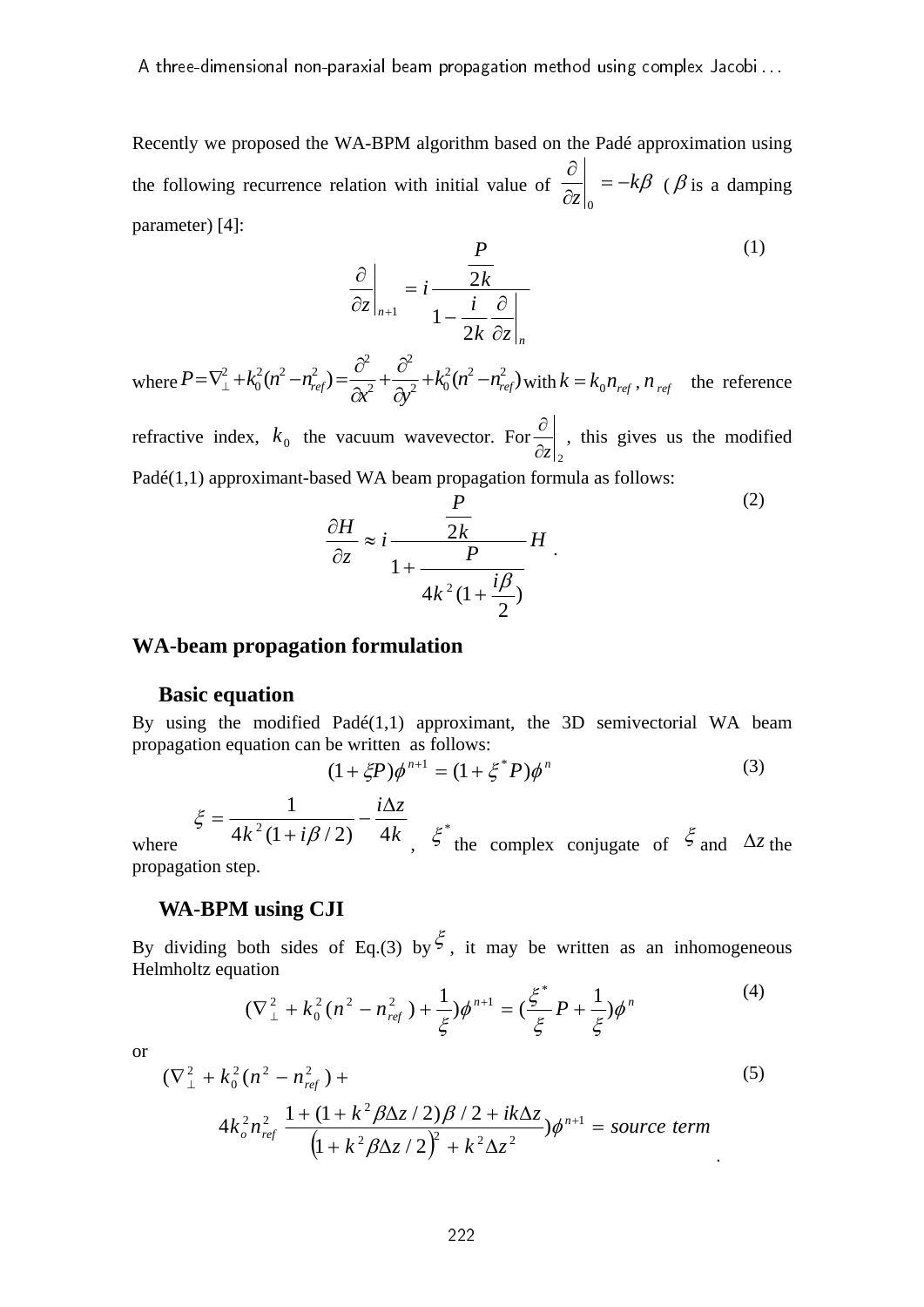Recently we proposed the WA-BPM algorithm based on the Padé approximation using the following recurrence relation with initial value of $\left.\frac{\partial}{\partial z}\right|_0 = -k\beta$ ($\beta$ is a damping parameter) [4]:

$$\left.\frac{\partial}{\partial z}\right|_{n+1} = i\frac{\frac{P}{2k}}{1-\frac{i}{2k}\left.\frac{\partial}{\partial z}\right|_n} \tag{1}$$

where $P=\nabla_\perp^2 + k_0^2(n^2-n_{ref}^2) = \frac{\partial^2}{\partial x^2}+\frac{\partial^2}{\partial y^2}+k_0^2(n^2-n_{ref}^2)$ with $k=k_0 n_{ref}$, $n_{ref}$ the reference refractive index, $k_0$ the vacuum wavevector. For $\left.\frac{\partial}{\partial z}\right|_2$, this gives us the modified Padé(1,1) approximant-based WA beam propagation formula as follows:

$$\frac{\partial H}{\partial z} \approx i\frac{\frac{P}{2k}}{1+\frac{P}{4k^2(1+\frac{i\beta}{2})}}H \,. \tag{2}$$

## WA-beam propagation formulation

### Basic equation

By using the modified Padé(1,1) approximant, the 3D semivectorial WA beam propagation equation can be written as follows:

$$(1+\xi P)\phi^{n+1} = (1+\xi^* P)\phi^n \tag{3}$$

where $\xi = \frac{1}{4k^2(1+i\beta/2)} - \frac{i\Delta z}{4k}$, $\xi^*$ the complex conjugate of $\xi$ and $\Delta z$ the propagation step.

### WA-BPM using CJI

By dividing both sides of Eq.(3) by $\xi$, it may be written as an inhomogeneous Helmholtz equation

$$(\nabla_\perp^2 + k_0^2(n^2-n_{ref}^2)+\frac{1}{\xi})\phi^{n+1} = (\frac{\xi^*}{\xi}P+\frac{1}{\xi})\phi^n \tag{4}$$

or

$$(\nabla_\perp^2 + k_0^2(n^2-n_{ref}^2) + 4k_o^2 n_{ref}^2\,\frac{1+(1+k^2\beta\Delta z/2)\beta/2+ik\Delta z}{\left(1+k^2\beta\Delta z/2\right)^2+k^2\Delta z^2})\phi^{n+1} = source\ term \tag{5}$$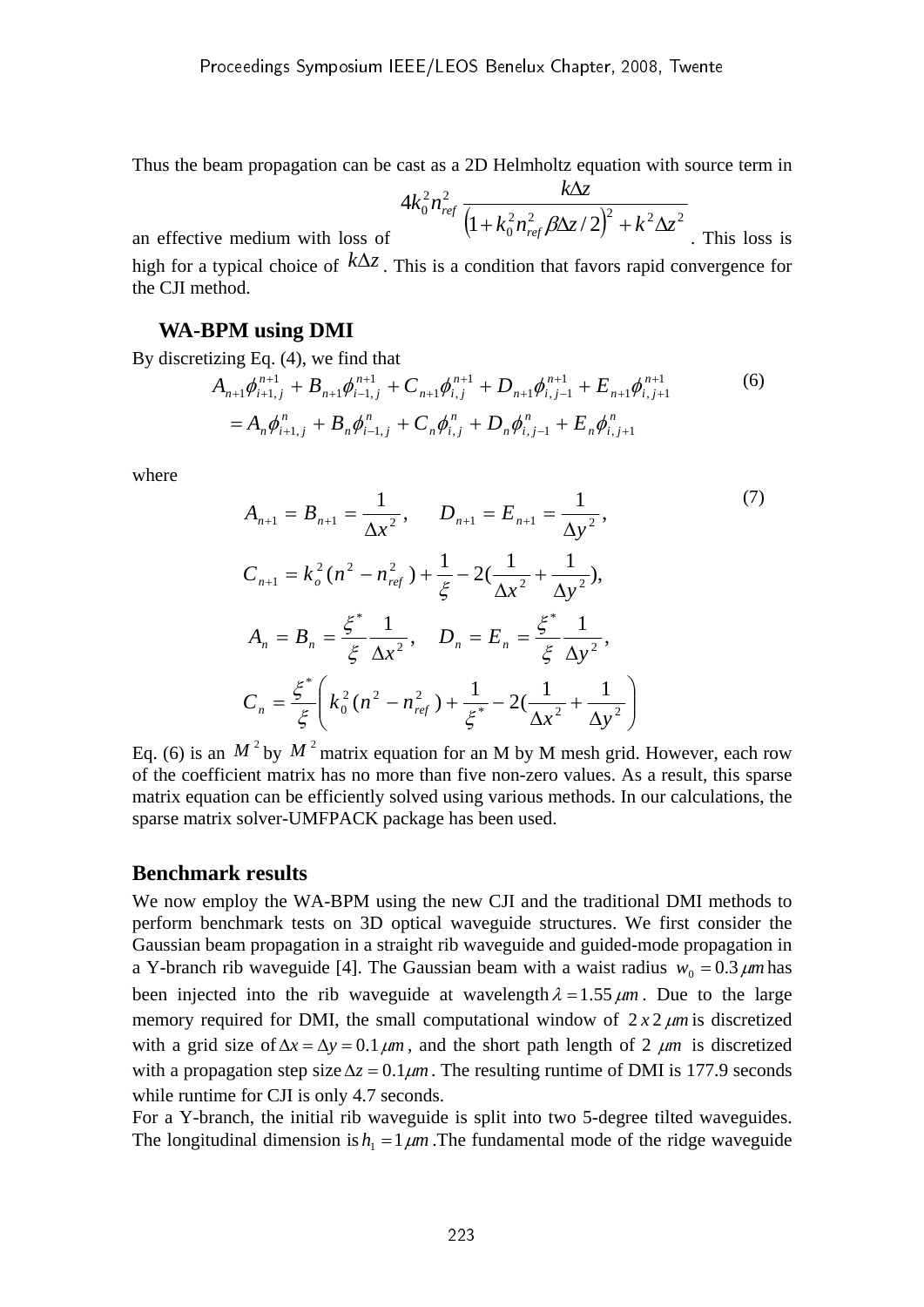Thus the beam propagation can be cast as a 2D Helmholtz equation with source term in an effective medium with loss of $4k_0^2 n_{ref}^2 \dfrac{k\Delta z}{\left(1+k_0^2 n_{ref}^2 \beta\Delta z/2\right)^2 + k^2\Delta z^2}$. This loss is high for a typical choice of $k\Delta z$. This is a condition that favors rapid convergence for the CJI method.

## WA-BPM using DMI

By discretizing Eq. (4), we find that

$$
\begin{aligned}
&A_{n+1}\phi_{i+1,j}^{n+1} + B_{n+1}\phi_{i-1,j}^{n+1} + C_{n+1}\phi_{i,j}^{n+1} + D_{n+1}\phi_{i,j-1}^{n+1} + E_{n+1}\phi_{i,j+1}^{n+1} \\
&= A_n\phi_{i+1,j}^{n} + B_n\phi_{i-1,j}^{n} + C_n\phi_{i,j}^{n} + D_n\phi_{i,j-1}^{n} + E_n\phi_{i,j+1}^{n}
\end{aligned}
\tag{6}
$$

where

$$
\begin{aligned}
&A_{n+1} = B_{n+1} = \frac{1}{\Delta x^2}, \qquad D_{n+1} = E_{n+1} = \frac{1}{\Delta y^2}, \\
&C_{n+1} = k_o^2(n^2 - n_{ref}^2) + \frac{1}{\xi} - 2\left(\frac{1}{\Delta x^2} + \frac{1}{\Delta y^2}\right), \\
&A_n = B_n = \frac{\xi^*}{\xi}\frac{1}{\Delta x^2}, \quad D_n = E_n = \frac{\xi^*}{\xi}\frac{1}{\Delta y^2}, \\
&C_n = \frac{\xi^*}{\xi}\left(k_0^2(n^2 - n_{ref}^2) + \frac{1}{\xi^*} - 2\left(\frac{1}{\Delta x^2} + \frac{1}{\Delta y^2}\right)\right)
\end{aligned}
\tag{7}
$$

Eq. (6) is an $M^2$ by $M^2$ matrix equation for an M by M mesh grid. However, each row of the coefficient matrix has no more than five non-zero values. As a result, this sparse matrix equation can be efficiently solved using various methods. In our calculations, the sparse matrix solver-UMFPACK package has been used.

## Benchmark results

We now employ the WA-BPM using the new CJI and the traditional DMI methods to perform benchmark tests on 3D optical waveguide structures. We first consider the Gaussian beam propagation in a straight rib waveguide and guided-mode propagation in a Y-branch rib waveguide [4]. The Gaussian beam with a waist radius $w_0 = 0.3\,\mu m$ has been injected into the rib waveguide at wavelength $\lambda = 1.55\,\mu m$. Due to the large memory required for DMI, the small computational window of $2\,x\,2\,\mu m$ is discretized with a grid size of $\Delta x = \Delta y = 0.1\,\mu m$, and the short path length of 2 $\mu m$ is discretized with a propagation step size $\Delta z = 0.1\mu m$. The resulting runtime of DMI is 177.9 seconds while runtime for CJI is only 4.7 seconds.

For a Y-branch, the initial rib waveguide is split into two 5-degree tilted waveguides. The longitudinal dimension is $h_1 = 1\,\mu m$. The fundamental mode of the ridge waveguide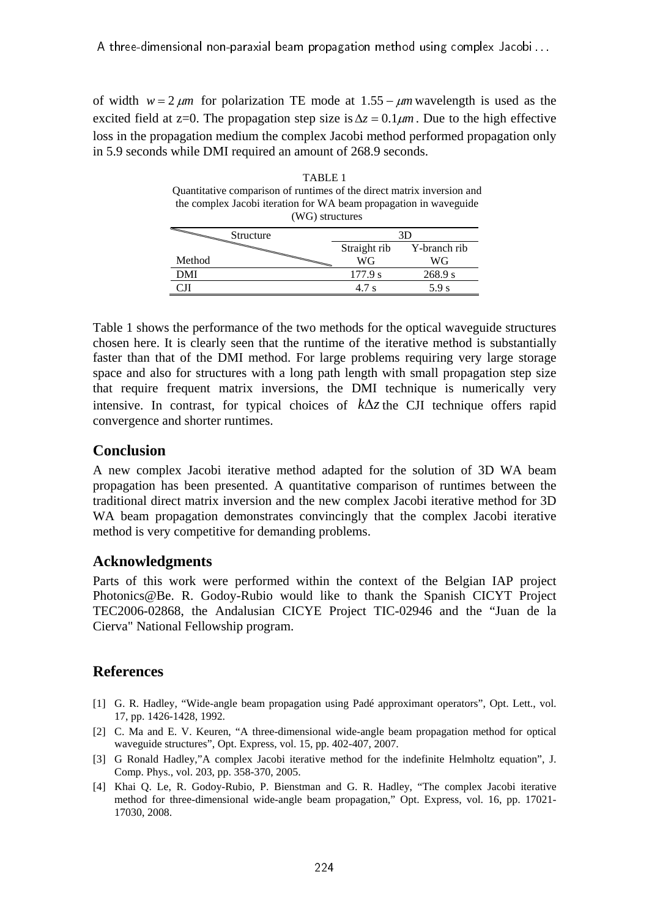of width $w = 2\,\mu m$ for polarization TE mode at $1.55-\mu m$ wavelength is used as the excited field at z=0. The propagation step size is $\Delta z = 0.1\mu m$. Due to the high effective loss in the propagation medium the complex Jacobi method performed propagation only in 5.9 seconds while DMI required an amount of 268.9 seconds.

TABLE 1
Quantitative comparison of runtimes of the direct matrix inversion and the complex Jacobi iteration for WA beam propagation in waveguide (WG) structures

| Structure / Method | 3D | |
|---|---|---|
| | Straight rib WG | Y-branch rib WG |
| DMI | 177.9 s | 268.9 s |
| CJI | 4.7 s | 5.9 s |

Table 1 shows the performance of the two methods for the optical waveguide structures chosen here. It is clearly seen that the runtime of the iterative method is substantially faster than that of the DMI method. For large problems requiring very large storage space and also for structures with a long path length with small propagation step size that require frequent matrix inversions, the DMI technique is numerically very intensive. In contrast, for typical choices of $k\Delta z$ the CJI technique offers rapid convergence and shorter runtimes.

## Conclusion

A new complex Jacobi iterative method adapted for the solution of 3D WA beam propagation has been presented. A quantitative comparison of runtimes between the traditional direct matrix inversion and the new complex Jacobi iterative method for 3D WA beam propagation demonstrates convincingly that the complex Jacobi iterative method is very competitive for demanding problems.

## Acknowledgments

Parts of this work were performed within the context of the Belgian IAP project Photonics@Be. R. Godoy-Rubio would like to thank the Spanish CICYT Project TEC2006-02868, the Andalusian CICYE Project TIC-02946 and the "Juan de la Cierva" National Fellowship program.

## References

[1] G. R. Hadley, "Wide-angle beam propagation using Padé approximant operators", Opt. Lett., vol. 17, pp. 1426-1428, 1992.

[2] C. Ma and E. V. Keuren, "A three-dimensional wide-angle beam propagation method for optical waveguide structures", Opt. Express, vol. 15, pp. 402-407, 2007.

[3] G Ronald Hadley,"A complex Jacobi iterative method for the indefinite Helmholtz equation", J. Comp. Phys., vol. 203, pp. 358-370, 2005.

[4] Khai Q. Le, R. Godoy-Rubio, P. Bienstman and G. R. Hadley, "The complex Jacobi iterative method for three-dimensional wide-angle beam propagation," Opt. Express, vol. 16, pp. 17021-17030, 2008.